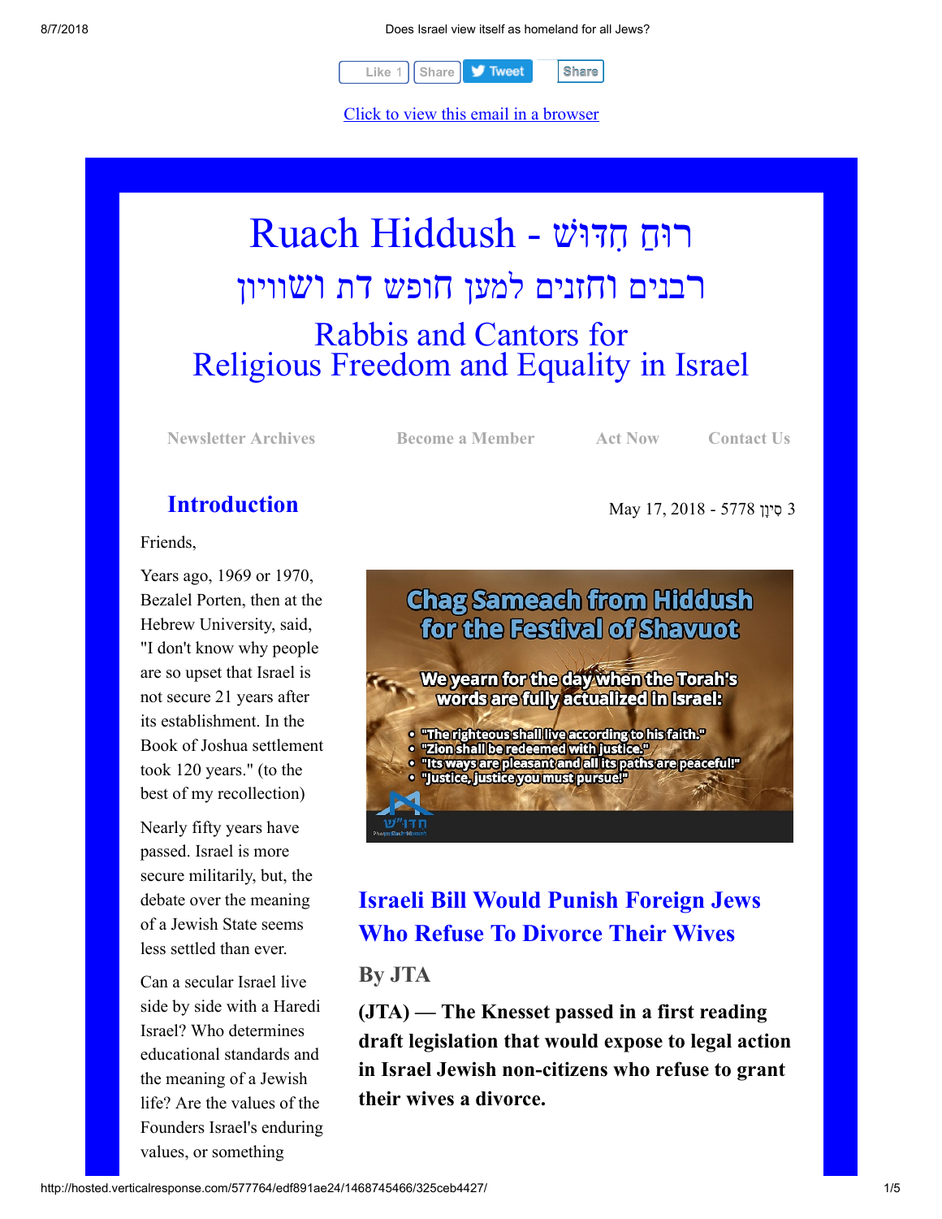[Click to view this email in a browser](#)

# Ruach Hiddush - רוּחַ חִדּוּשׁ

## רבנים וחזנים למען חופש דת ושוויון

## Rabbis and Cantors for Religious Freedom and Equality in Israel

Newsletter Archives | Become a Member | Act Now | Contact Us

May 17, 2018 - 5778 ג סִיוָן

## Introduction

Friends,

Years ago, 1969 or 1970, Bezalel Porten, then at the Hebrew University, said, "I don't know why people are so upset that Israel is not secure 21 years after its establishment. In the Book of Joshua settlement took 120 years." (to the best of my recollection)

Nearly fifty years have passed. Israel is more secure militarily, but, the debate over the meaning of a Jewish State seems less settled than ever.

Can a secular Israel live side by side with a Haredi Israel? Who determines educational standards and the meaning of a Jewish life? Are the values of the Founders Israel's enduring values, or something

Chag Sameach from Hiddush for the Festival of Shavuot

We yearn for the day when the Torah's words are fully actualized in Israel:

- "The righteous shall live according to his faith."
- "Zion shall be redeemed with justice."
- "Its ways are pleasant and all its paths are peaceful!"
- "Justice, justice you must pursue!"

## Israeli Bill Would Punish Foreign Jews Who Refuse To Divorce Their Wives

### By JTA

**(JTA) — The Knesset passed in a first reading draft legislation that would expose to legal action in Israel Jewish non-citizens who refuse to grant their wives a divorce.**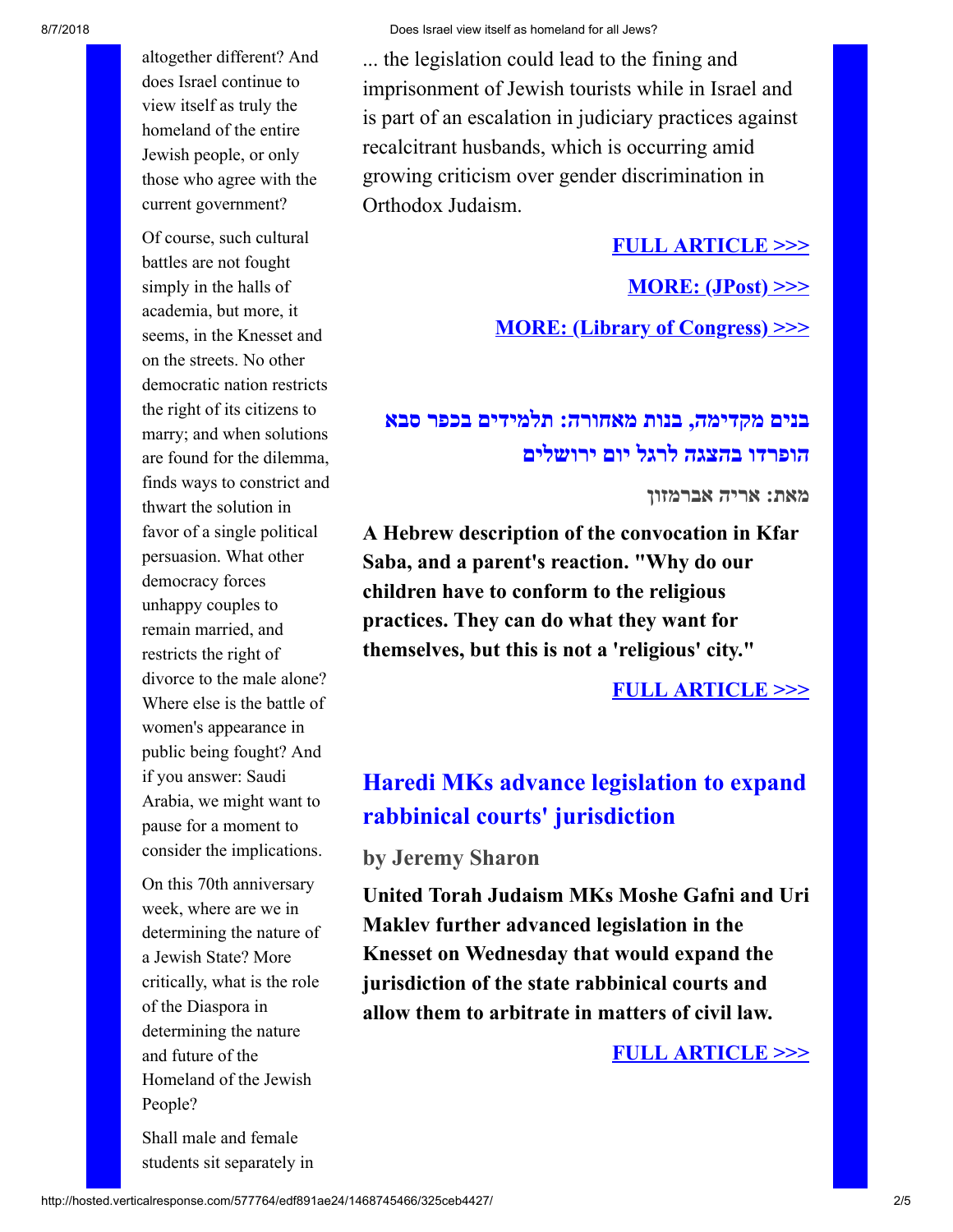altogether different? And does Israel continue to view itself as truly the homeland of the entire Jewish people, or only those who agree with the current government?

Of course, such cultural battles are not fought simply in the halls of academia, but more, it seems, in the Knesset and on the streets. No other democratic nation restricts the right of its citizens to marry; and when solutions are found for the dilemma, finds ways to constrict and thwart the solution in favor of a single political persuasion. What other democracy forces unhappy couples to remain married, and restricts the right of divorce to the male alone? Where else is the battle of women's appearance in public being fought? And if you answer: Saudi Arabia, we might want to pause for a moment to consider the implications.

On this 70th anniversary week, where are we in determining the nature of a Jewish State? More critically, what is the role of the Diaspora in determining the nature and future of the Homeland of the Jewish People?

Shall male and female students sit separately in

... the legislation could lead to the fining and imprisonment of Jewish tourists while in Israel and is part of an escalation in judiciary practices against recalcitrant husbands, which is occurring amid growing criticism over gender discrimination in Orthodox Judaism.

**FULL ARTICLE >>>**

**MORE: (JPost) >>>**

**MORE: (Library of Congress) >>>**

## בנים מקדימה, בנות מאחורה: תלמידים בכפר סבא הופרדו בהצגה לרגל יום ירושלים

**מאת: אריה אברמזון**

**A Hebrew description of the convocation in Kfar Saba, and a parent's reaction. "Why do our children have to conform to the religious practices. They can do what they want for themselves, but this is not a 'religious' city."**

**FULL ARTICLE >>>**

## Haredi MKs advance legislation to expand rabbinical courts' jurisdiction

**by Jeremy Sharon**

**United Torah Judaism MKs Moshe Gafni and Uri Maklev further advanced legislation in the Knesset on Wednesday that would expand the jurisdiction of the state rabbinical courts and allow them to arbitrate in matters of civil law.**

**FULL ARTICLE >>>**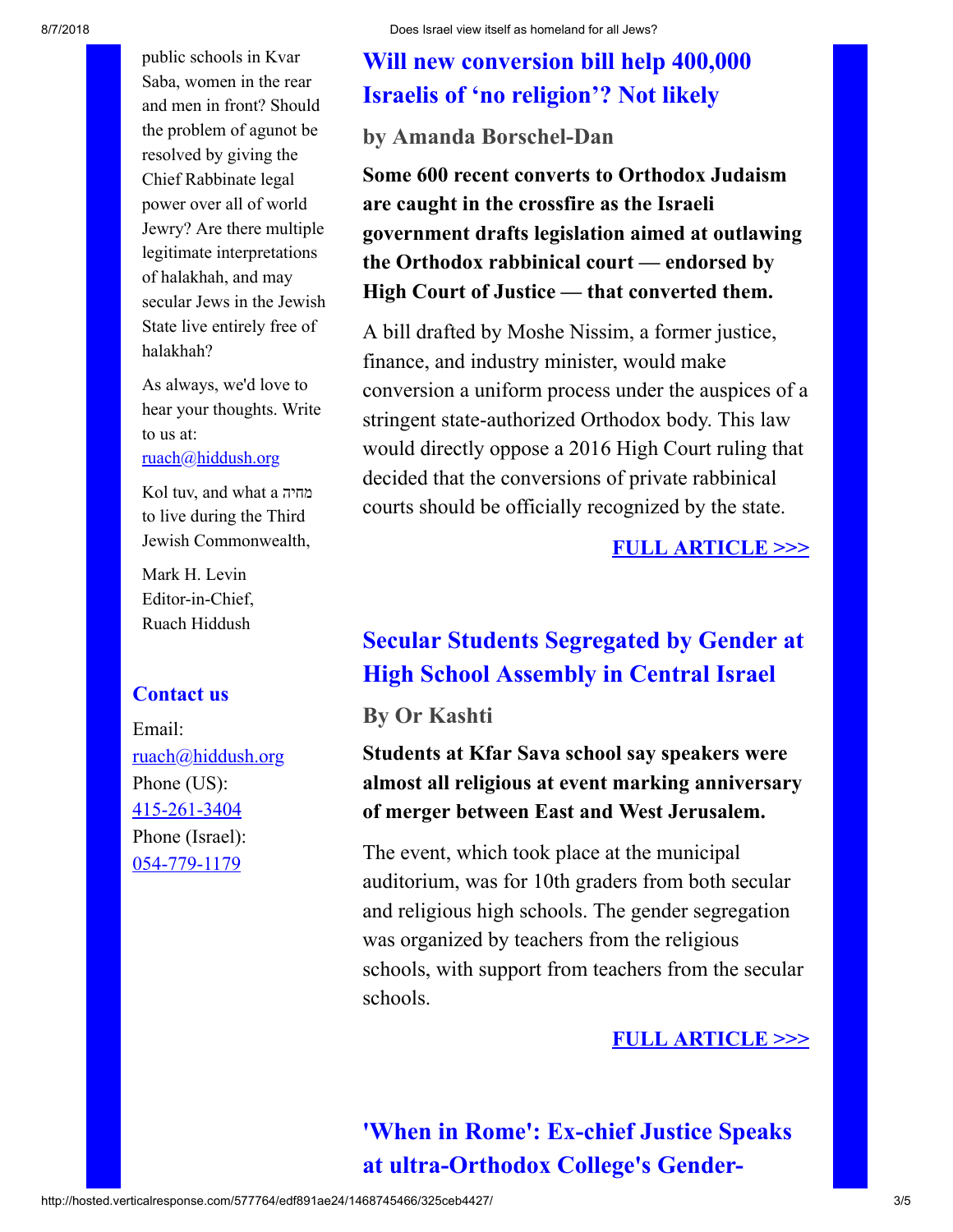public schools in Kvar Saba, women in the rear and men in front? Should the problem of agunot be resolved by giving the Chief Rabbinate legal power over all of world Jewry? Are there multiple legitimate interpretations of halakhah, and may secular Jews in the Jewish State live entirely free of halakhah?

As always, we'd love to hear your thoughts. Write to us at: ruach@hiddush.org

Kol tuv, and what a מחיה to live during the Third Jewish Commonwealth,

Mark H. Levin
Editor-in-Chief,
Ruach Hiddush

### Contact us

Email: ruach@hiddush.org
Phone (US): 415-261-3404
Phone (Israel): 054-779-1179

## Will new conversion bill help 400,000 Israelis of 'no religion'? Not likely

### by Amanda Borschel-Dan

**Some 600 recent converts to Orthodox Judaism are caught in the crossfire as the Israeli government drafts legislation aimed at outlawing the Orthodox rabbinical court — endorsed by High Court of Justice — that converted them.**

A bill drafted by Moshe Nissim, a former justice, finance, and industry minister, would make conversion a uniform process under the auspices of a stringent state-authorized Orthodox body. This law would directly oppose a 2016 High Court ruling that decided that the conversions of private rabbinical courts should be officially recognized by the state.

**FULL ARTICLE >>>**

## Secular Students Segregated by Gender at High School Assembly in Central Israel

### By Or Kashti

**Students at Kfar Sava school say speakers were almost all religious at event marking anniversary of merger between East and West Jerusalem.**

The event, which took place at the municipal auditorium, was for 10th graders from both secular and religious high schools. The gender segregation was organized by teachers from the religious schools, with support from teachers from the secular schools.

**FULL ARTICLE >>>**

## 'When in Rome': Ex-chief Justice Speaks at ultra-Orthodox College's Gender-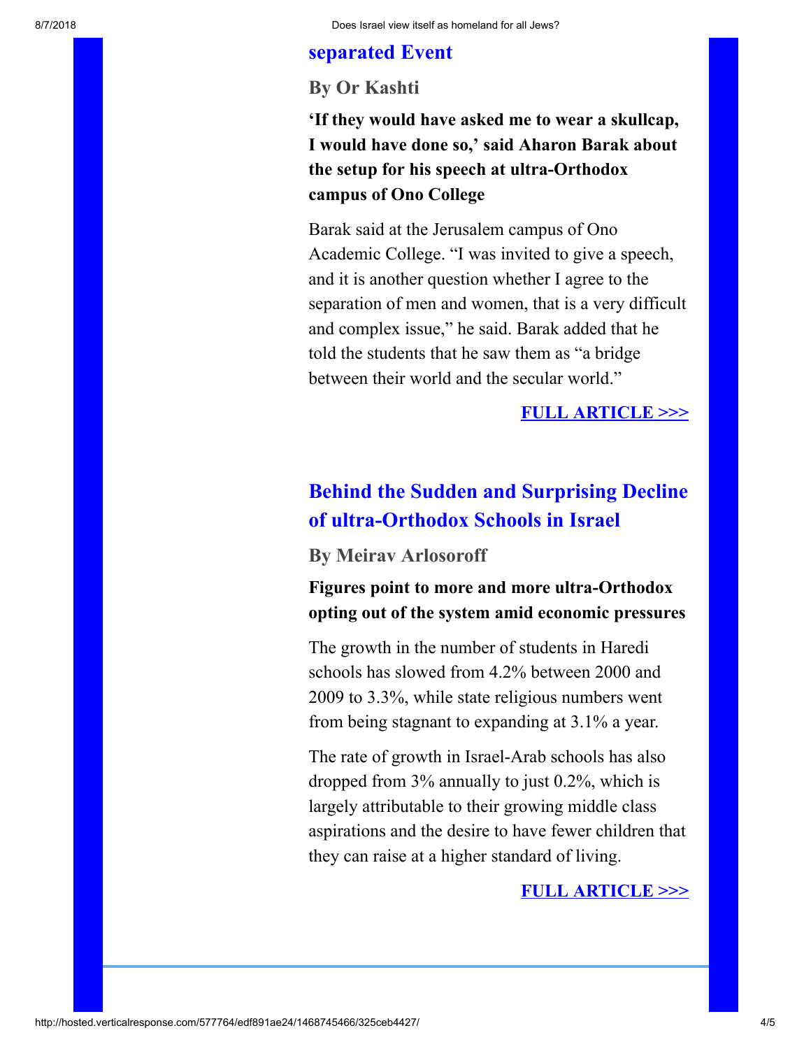## separated Event

**By Or Kashti**

**'If they would have asked me to wear a skullcap, I would have done so,' said Aharon Barak about the setup for his speech at ultra-Orthodox campus of Ono College**

Barak said at the Jerusalem campus of Ono Academic College. "I was invited to give a speech, and it is another question whether I agree to the separation of men and women, that is a very difficult and complex issue," he said. Barak added that he told the students that he saw them as "a bridge between their world and the secular world."

**FULL ARTICLE >>>**

## Behind the Sudden and Surprising Decline of ultra-Orthodox Schools in Israel

**By Meirav Arlosoroff**

**Figures point to more and more ultra-Orthodox opting out of the system amid economic pressures**

The growth in the number of students in Haredi schools has slowed from 4.2% between 2000 and 2009 to 3.3%, while state religious numbers went from being stagnant to expanding at 3.1% a year.

The rate of growth in Israel-Arab schools has also dropped from 3% annually to just 0.2%, which is largely attributable to their growing middle class aspirations and the desire to have fewer children that they can raise at a higher standard of living.

**FULL ARTICLE >>>**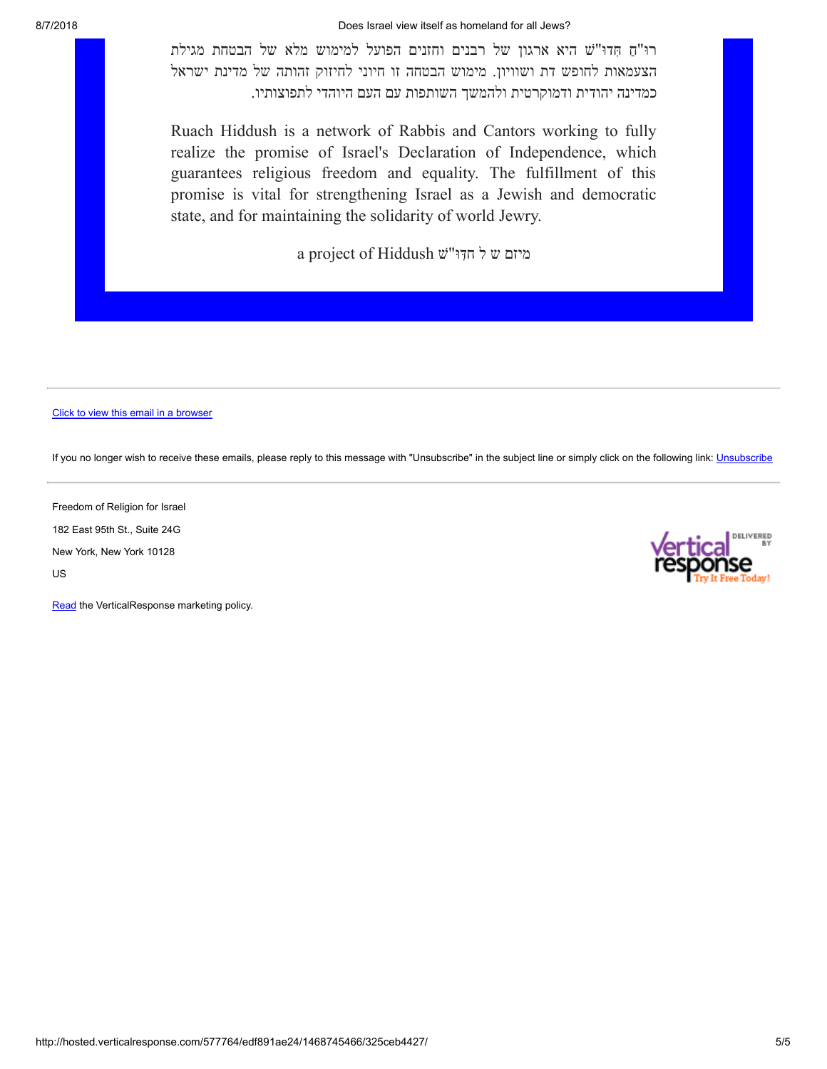רו"חַ חִדּו"ש היא ארגון של רבנים וחזנים הפועל למימוש מלא של הבטחת מגילת הצעמאות לחופש דת ושוויון. מימוש הבטחה זו חיוני לחיזוק זהותה של מדינת ישראל כמדינה יהודית ודמוקרטית ולהמשך השותפות עם העם היהודי לתפוצותיו.

Ruach Hiddush is a network of Rabbis and Cantors working to fully realize the promise of Israel's Declaration of Independence, which guarantees religious freedom and equality. The fulfillment of this promise is vital for strengthening Israel as a Jewish and democratic state, and for maintaining the solidarity of world Jewry.

a project of Hiddush מיזם ש ל חִדּו"ש

Click to view this email in a browser

If you no longer wish to receive these emails, please reply to this message with "Unsubscribe" in the subject line or simply click on the following link: Unsubscribe

Freedom of Religion for Israel

182 East 95th St., Suite 24G

New York, New York 10128

US

Read the VerticalResponse marketing policy.

Vertical response DELIVERED BY Try It Free Today!